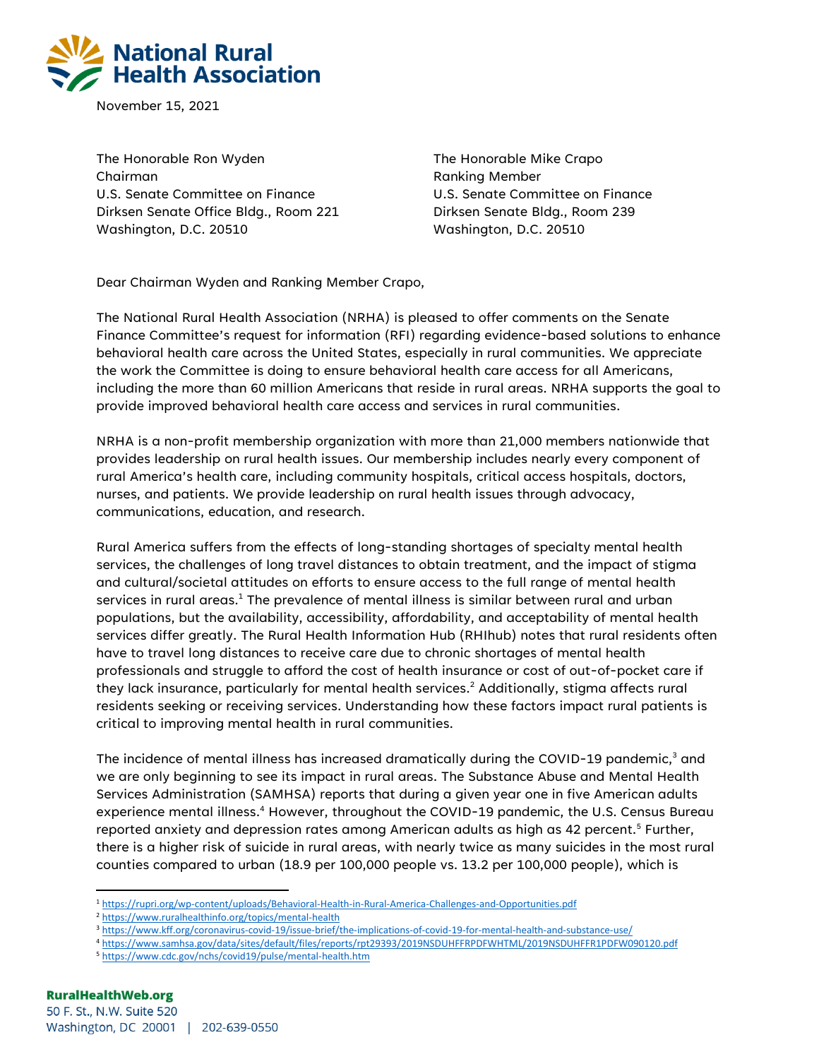**National Rural Health Association**

November 15, 2021

The Honorable Ron Wyden
Chairman
U.S. Senate Committee on Finance
Dirksen Senate Office Bldg., Room 221
Washington, D.C. 20510

The Honorable Mike Crapo
Ranking Member
U.S. Senate Committee on Finance
Dirksen Senate Bldg., Room 239
Washington, D.C. 20510

Dear Chairman Wyden and Ranking Member Crapo,

The National Rural Health Association (NRHA) is pleased to offer comments on the Senate Finance Committee's request for information (RFI) regarding evidence-based solutions to enhance behavioral health care across the United States, especially in rural communities. We appreciate the work the Committee is doing to ensure behavioral health care access for all Americans, including the more than 60 million Americans that reside in rural areas. NRHA supports the goal to provide improved behavioral health care access and services in rural communities.

NRHA is a non-profit membership organization with more than 21,000 members nationwide that provides leadership on rural health issues. Our membership includes nearly every component of rural America's health care, including community hospitals, critical access hospitals, doctors, nurses, and patients. We provide leadership on rural health issues through advocacy, communications, education, and research.

Rural America suffers from the effects of long-standing shortages of specialty mental health services, the challenges of long travel distances to obtain treatment, and the impact of stigma and cultural/societal attitudes on efforts to ensure access to the full range of mental health services in rural areas.[1] The prevalence of mental illness is similar between rural and urban populations, but the availability, accessibility, affordability, and acceptability of mental health services differ greatly. The Rural Health Information Hub (RHIhub) notes that rural residents often have to travel long distances to receive care due to chronic shortages of mental health professionals and struggle to afford the cost of health insurance or cost of out-of-pocket care if they lack insurance, particularly for mental health services.[2] Additionally, stigma affects rural residents seeking or receiving services. Understanding how these factors impact rural patients is critical to improving mental health in rural communities.

The incidence of mental illness has increased dramatically during the COVID-19 pandemic,[3] and we are only beginning to see its impact in rural areas. The Substance Abuse and Mental Health Services Administration (SAMHSA) reports that during a given year one in five American adults experience mental illness.[4] However, throughout the COVID-19 pandemic, the U.S. Census Bureau reported anxiety and depression rates among American adults as high as 42 percent.[5] Further, there is a higher risk of suicide in rural areas, with nearly twice as many suicides in the most rural counties compared to urban (18.9 per 100,000 people vs. 13.2 per 100,000 people), which is

[1] https://rupri.org/wp-content/uploads/Behavioral-Health-in-Rural-America-Challenges-and-Opportunities.pdf
[2] https://www.ruralhealthinfo.org/topics/mental-health
[3] https://www.kff.org/coronavirus-covid-19/issue-brief/the-implications-of-covid-19-for-mental-health-and-substance-use/
[4] https://www.samhsa.gov/data/sites/default/files/reports/rpt29393/2019NSDUHFFRPDFWHTML/2019NSDUHFFR1PDFW090120.pdf
[5] https://www.cdc.gov/nchs/covid19/pulse/mental-health.htm

RuralHealthWeb.org
50 F. St., N.W. Suite 520
Washington, DC 20001 | 202-639-0550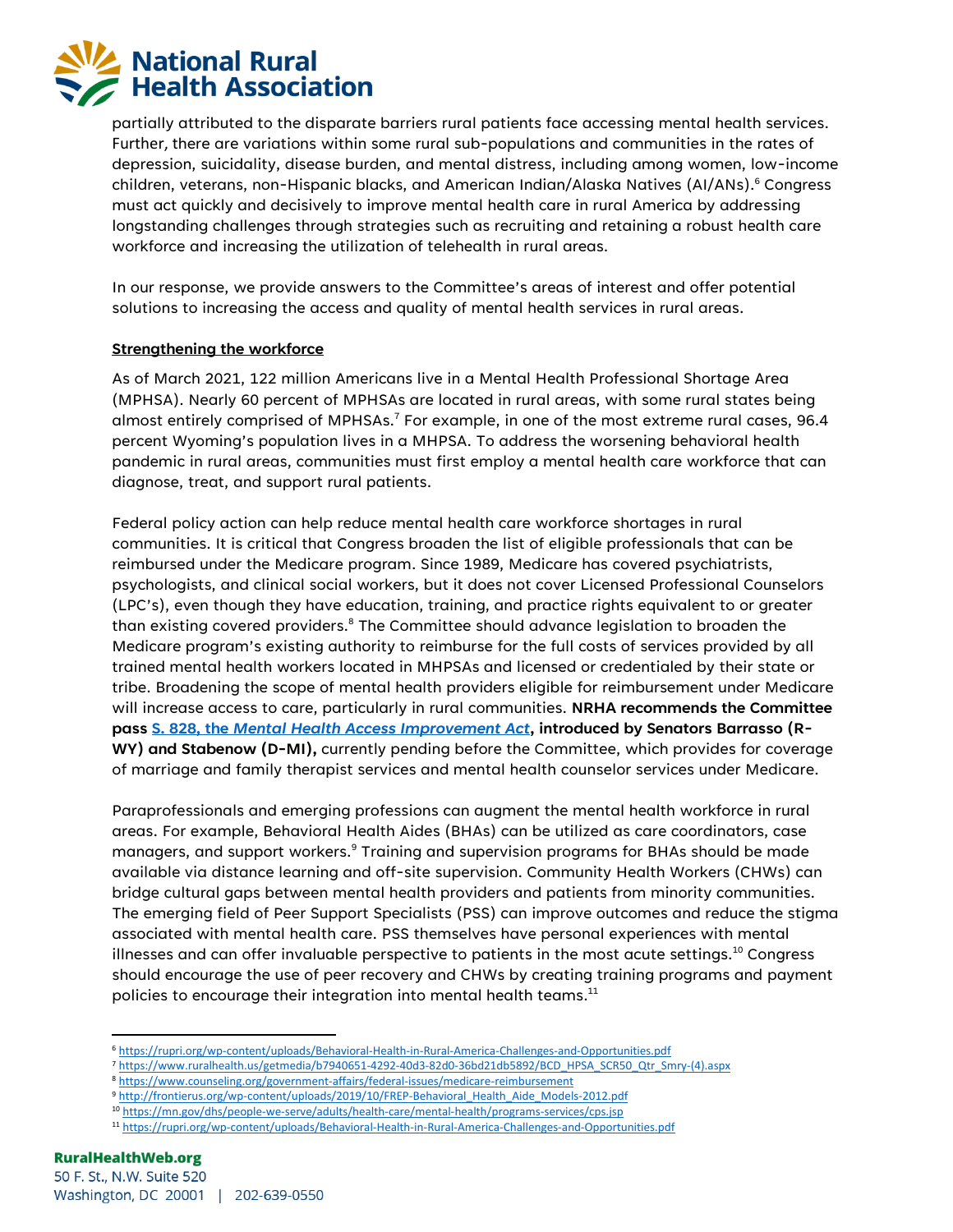partially attributed to the disparate barriers rural patients face accessing mental health services. Further, there are variations within some rural sub-populations and communities in the rates of depression, suicidality, disease burden, and mental distress, including among women, low-income children, veterans, non-Hispanic blacks, and American Indian/Alaska Natives (AI/ANs).[6] Congress must act quickly and decisively to improve mental health care in rural America by addressing longstanding challenges through strategies such as recruiting and retaining a robust health care workforce and increasing the utilization of telehealth in rural areas.

In our response, we provide answers to the Committee's areas of interest and offer potential solutions to increasing the access and quality of mental health services in rural areas.

**Strengthening the workforce**

As of March 2021, 122 million Americans live in a Mental Health Professional Shortage Area (MPHSA). Nearly 60 percent of MPHSAs are located in rural areas, with some rural states being almost entirely comprised of MPHSAs.[7] For example, in one of the most extreme rural cases, 96.4 percent Wyoming's population lives in a MHPSA. To address the worsening behavioral health pandemic in rural areas, communities must first employ a mental health care workforce that can diagnose, treat, and support rural patients.

Federal policy action can help reduce mental health care workforce shortages in rural communities. It is critical that Congress broaden the list of eligible professionals that can be reimbursed under the Medicare program. Since 1989, Medicare has covered psychiatrists, psychologists, and clinical social workers, but it does not cover Licensed Professional Counselors (LPC's), even though they have education, training, and practice rights equivalent to or greater than existing covered providers.[8] The Committee should advance legislation to broaden the Medicare program's existing authority to reimburse for the full costs of services provided by all trained mental health workers located in MHPSAs and licensed or credentialed by their state or tribe. Broadening the scope of mental health providers eligible for reimbursement under Medicare will increase access to care, particularly in rural communities. **NRHA recommends the Committee pass S. 828, the *Mental Health Access Improvement Act*, introduced by Senators Barrasso (R-WY) and Stabenow (D-MI),** currently pending before the Committee, which provides for coverage of marriage and family therapist services and mental health counselor services under Medicare.

Paraprofessionals and emerging professions can augment the mental health workforce in rural areas. For example, Behavioral Health Aides (BHAs) can be utilized as care coordinators, case managers, and support workers.[9] Training and supervision programs for BHAs should be made available via distance learning and off-site supervision. Community Health Workers (CHWs) can bridge cultural gaps between mental health providers and patients from minority communities. The emerging field of Peer Support Specialists (PSS) can improve outcomes and reduce the stigma associated with mental health care. PSS themselves have personal experiences with mental illnesses and can offer invaluable perspective to patients in the most acute settings.[10] Congress should encourage the use of peer recovery and CHWs by creating training programs and payment policies to encourage their integration into mental health teams.[11]

---

[6] https://rupri.org/wp-content/uploads/Behavioral-Health-in-Rural-America-Challenges-and-Opportunities.pdf

[7] https://www.ruralhealth.us/getmedia/b7940651-4292-40d3-82d0-36bd21db5892/BCD_HPSA_SCR50_Qtr_Smry-(4).aspx

[8] https://www.counseling.org/government-affairs/federal-issues/medicare-reimbursement

[9] http://frontierus.org/wp-content/uploads/2019/10/FREP-Behavioral_Health_Aide_Models-2012.pdf

[10] https://mn.gov/dhs/people-we-serve/adults/health-care/mental-health/programs-services/cps.jsp

[11] https://rupri.org/wp-content/uploads/Behavioral-Health-in-Rural-America-Challenges-and-Opportunities.pdf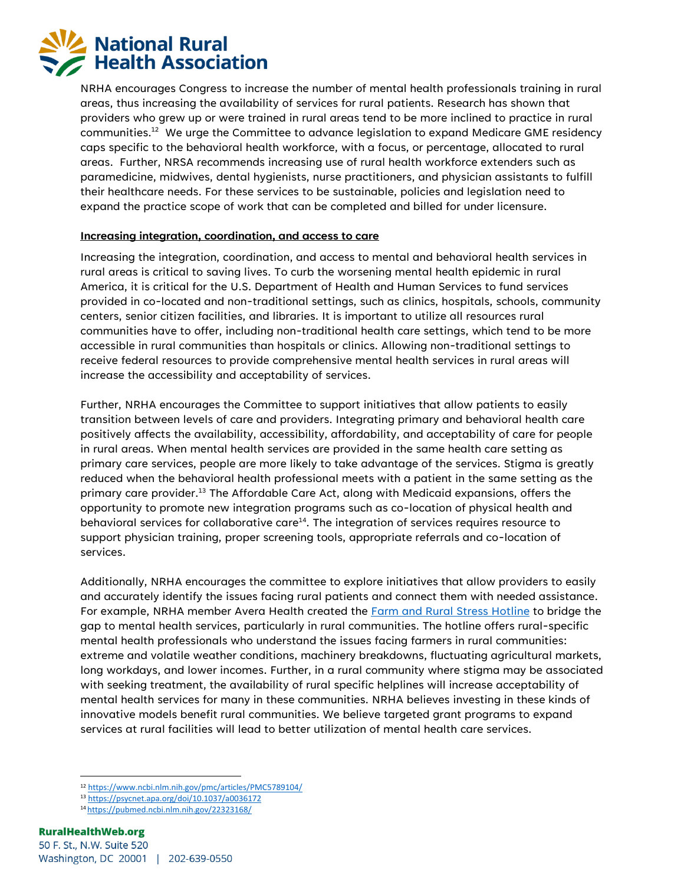NRHA encourages Congress to increase the number of mental health professionals training in rural areas, thus increasing the availability of services for rural patients. Research has shown that providers who grew up or were trained in rural areas tend to be more inclined to practice in rural communities.[12] We urge the Committee to advance legislation to expand Medicare GME residency caps specific to the behavioral health workforce, with a focus, or percentage, allocated to rural areas. Further, NRSA recommends increasing use of rural health workforce extenders such as paramedicine, midwives, dental hygienists, nurse practitioners, and physician assistants to fulfill their healthcare needs. For these services to be sustainable, policies and legislation need to expand the practice scope of work that can be completed and billed for under licensure.

**Increasing integration, coordination, and access to care**

Increasing the integration, coordination, and access to mental and behavioral health services in rural areas is critical to saving lives. To curb the worsening mental health epidemic in rural America, it is critical for the U.S. Department of Health and Human Services to fund services provided in co-located and non-traditional settings, such as clinics, hospitals, schools, community centers, senior citizen facilities, and libraries. It is important to utilize all resources rural communities have to offer, including non-traditional health care settings, which tend to be more accessible in rural communities than hospitals or clinics. Allowing non-traditional settings to receive federal resources to provide comprehensive mental health services in rural areas will increase the accessibility and acceptability of services.

Further, NRHA encourages the Committee to support initiatives that allow patients to easily transition between levels of care and providers. Integrating primary and behavioral health care positively affects the availability, accessibility, affordability, and acceptability of care for people in rural areas. When mental health services are provided in the same health care setting as primary care services, people are more likely to take advantage of the services. Stigma is greatly reduced when the behavioral health professional meets with a patient in the same setting as the primary care provider.[13] The Affordable Care Act, along with Medicaid expansions, offers the opportunity to promote new integration programs such as co-location of physical health and behavioral services for collaborative care[14]. The integration of services requires resource to support physician training, proper screening tools, appropriate referrals and co-location of services.

Additionally, NRHA encourages the committee to explore initiatives that allow providers to easily and accurately identify the issues facing rural patients and connect them with needed assistance. For example, NRHA member Avera Health created the Farm and Rural Stress Hotline to bridge the gap to mental health services, particularly in rural communities. The hotline offers rural-specific mental health professionals who understand the issues facing farmers in rural communities: extreme and volatile weather conditions, machinery breakdowns, fluctuating agricultural markets, long workdays, and lower incomes. Further, in a rural community where stigma may be associated with seeking treatment, the availability of rural specific helplines will increase acceptability of mental health services for many in these communities. NRHA believes investing in these kinds of innovative models benefit rural communities. We believe targeted grant programs to expand services at rural facilities will lead to better utilization of mental health care services.

---

[12] https://www.ncbi.nlm.nih.gov/pmc/articles/PMC5789104/

[13] https://psycnet.apa.org/doi/10.1037/a0036172

[14] https://pubmed.ncbi.nlm.nih.gov/22323168/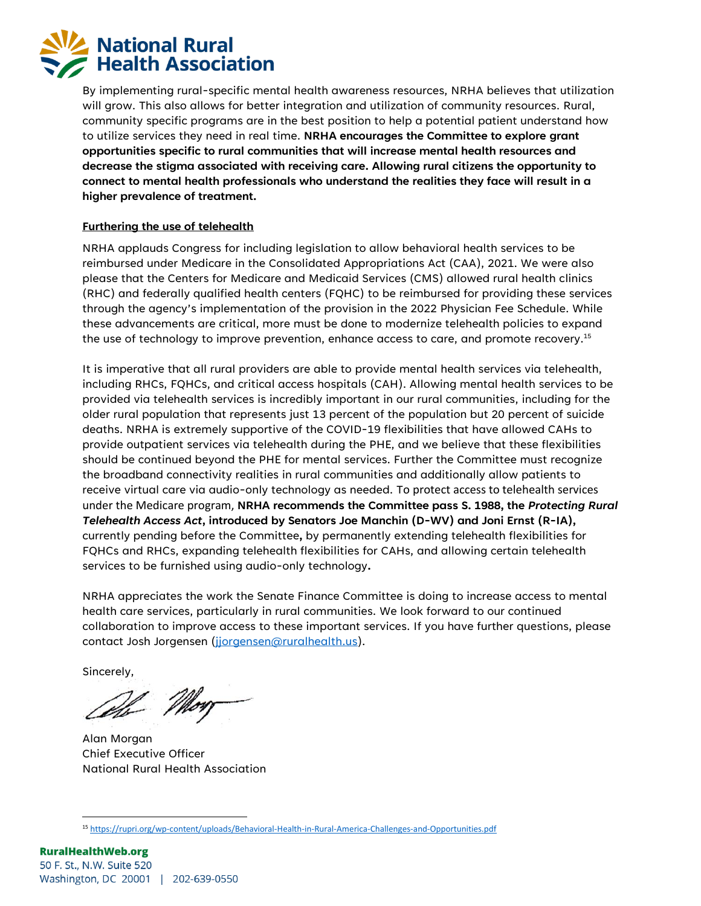By implementing rural-specific mental health awareness resources, NRHA believes that utilization will grow. This also allows for better integration and utilization of community resources. Rural, community specific programs are in the best position to help a potential patient understand how to utilize services they need in real time. **NRHA encourages the Committee to explore grant opportunities specific to rural communities that will increase mental health resources and decrease the stigma associated with receiving care. Allowing rural citizens the opportunity to connect to mental health professionals who understand the realities they face will result in a higher prevalence of treatment.**

**Furthering the use of telehealth**

NRHA applauds Congress for including legislation to allow behavioral health services to be reimbursed under Medicare in the Consolidated Appropriations Act (CAA), 2021. We were also please that the Centers for Medicare and Medicaid Services (CMS) allowed rural health clinics (RHC) and federally qualified health centers (FQHC) to be reimbursed for providing these services through the agency's implementation of the provision in the 2022 Physician Fee Schedule. While these advancements are critical, more must be done to modernize telehealth policies to expand the use of technology to improve prevention, enhance access to care, and promote recovery.[15]

It is imperative that all rural providers are able to provide mental health services via telehealth, including RHCs, FQHCs, and critical access hospitals (CAH). Allowing mental health services to be provided via telehealth services is incredibly important in our rural communities, including for the older rural population that represents just 13 percent of the population but 20 percent of suicide deaths. NRHA is extremely supportive of the COVID-19 flexibilities that have allowed CAHs to provide outpatient services via telehealth during the PHE, and we believe that these flexibilities should be continued beyond the PHE for mental services. Further the Committee must recognize the broadband connectivity realities in rural communities and additionally allow patients to receive virtual care via audio-only technology as needed. To protect access to telehealth services under the Medicare program, **NRHA recommends the Committee pass S. 1988, the *Protecting Rural Telehealth Access Act*, introduced by Senators Joe Manchin (D-WV) and Joni Ernst (R-IA),** currently pending before the Committee**,** by permanently extending telehealth flexibilities for FQHCs and RHCs, expanding telehealth flexibilities for CAHs, and allowing certain telehealth services to be furnished using audio-only technology**.**

NRHA appreciates the work the Senate Finance Committee is doing to increase access to mental health care services, particularly in rural communities. We look forward to our continued collaboration to improve access to these important services. If you have further questions, please contact Josh Jorgensen (jjorgensen@ruralhealth.us).

Sincerely,

Alan Morgan
Chief Executive Officer
National Rural Health Association

[15] https://rupri.org/wp-content/uploads/Behavioral-Health-in-Rural-America-Challenges-and-Opportunities.pdf